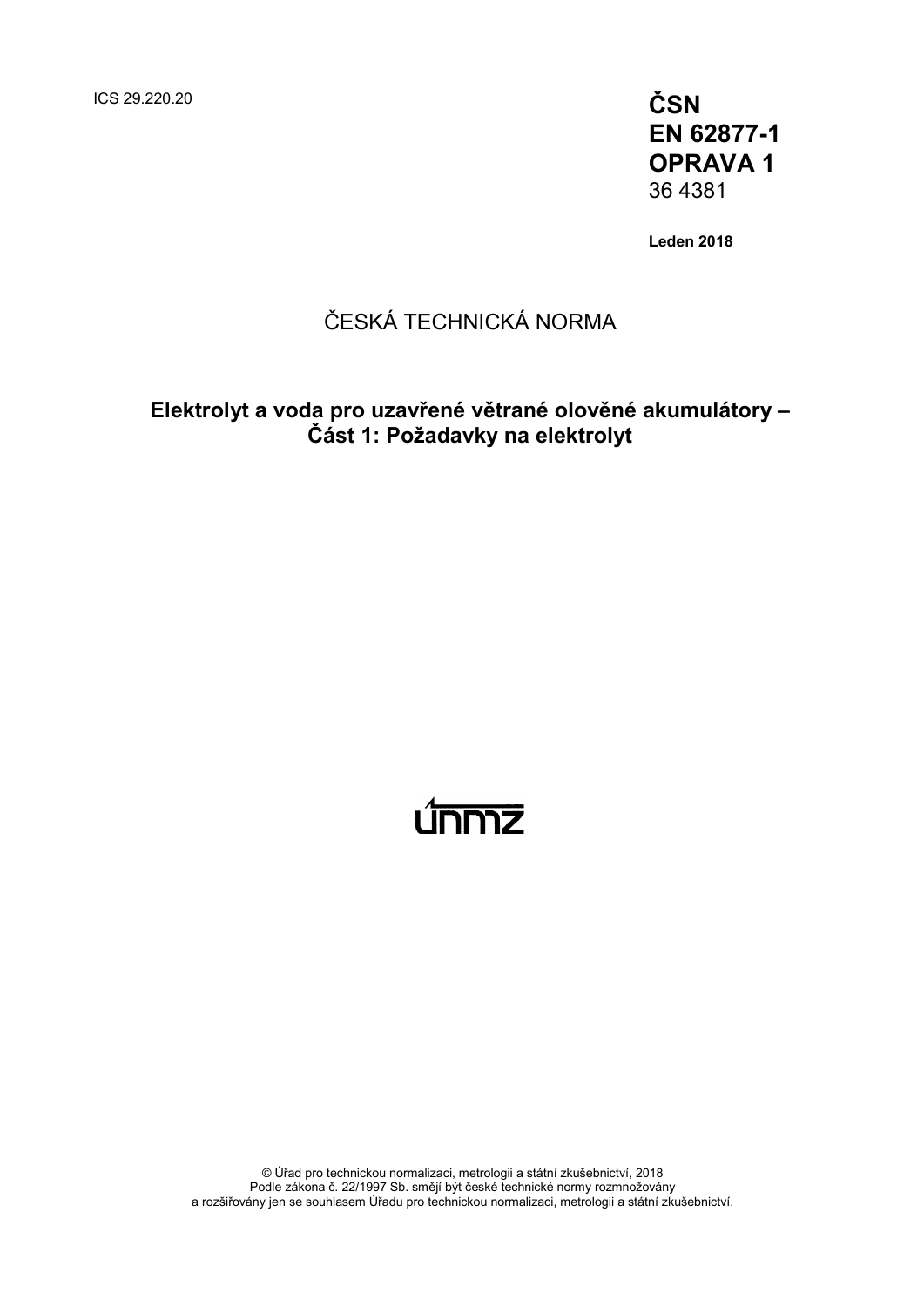ICS 29.220.20

**ČSN**
**EN 62877-1**
**OPRAVA 1**
36 4381

**Leden 2018**

ČESKÁ TECHNICKÁ NORMA

**Elektrolyt a voda pro uzavřené větrané olověné akumulátory –**
**Část 1: Požadavky na elektrolyt**

© Úřad pro technickou normalizaci, metrologii a státní zkušebnictví, 2018
Podle zákona č. 22/1997 Sb. smějí být české technické normy rozmnožovány
a rozšiřovány jen se souhlasem Úřadu pro technickou normalizaci, metrologii a státní zkušebnictví.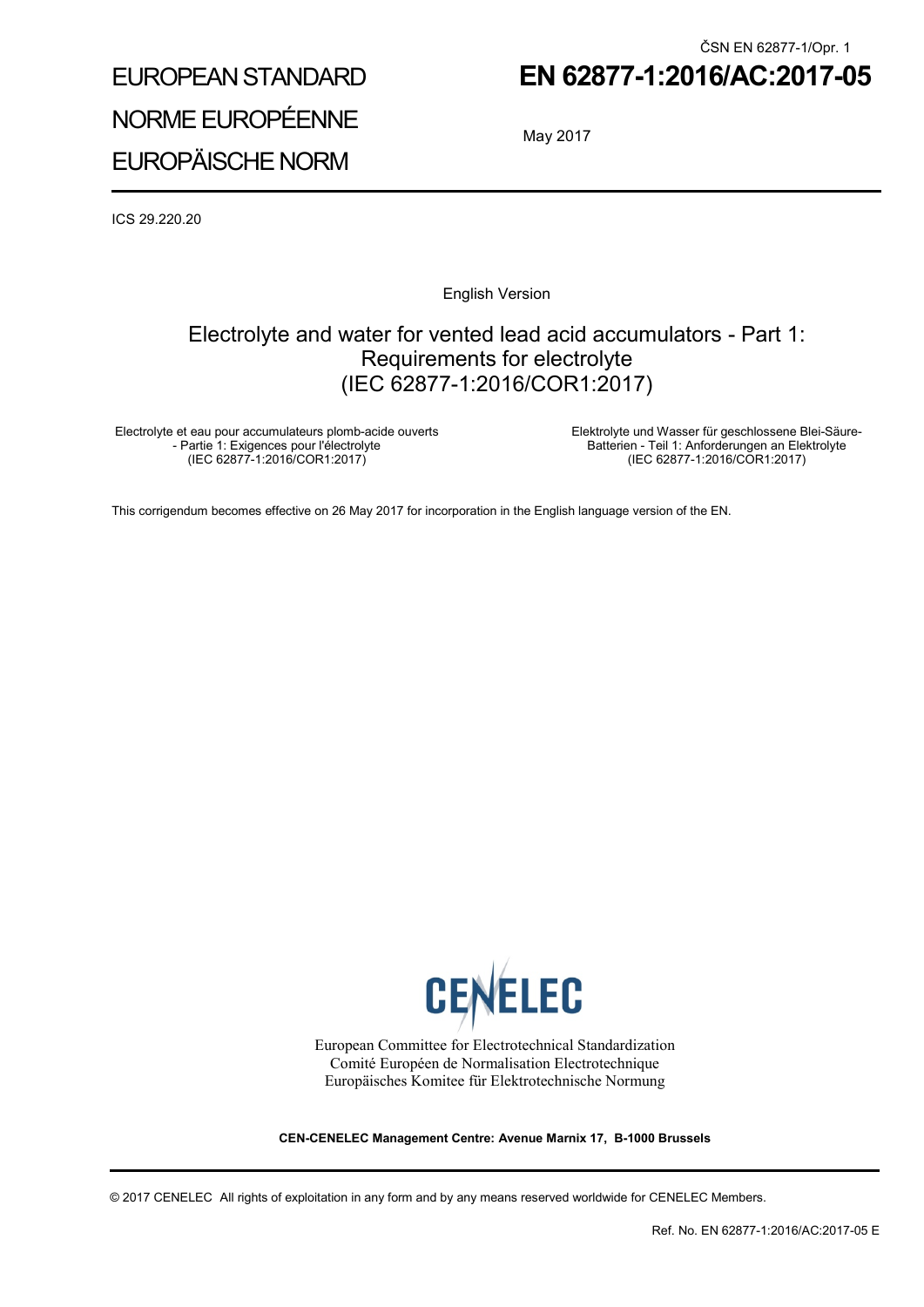ČSN EN 62877-1/Opr. 1

# EUROPEAN STANDARD
# NORME EUROPÉENNE
# EUROPÄISCHE NORM

**EN 62877-1:2016/AC:2017-05**

May 2017

ICS 29.220.20

English Version

## Electrolyte and water for vented lead acid accumulators - Part 1: Requirements for electrolyte (IEC 62877-1:2016/COR1:2017)

Electrolyte et eau pour accumulateurs plomb-acide ouverts - Partie 1: Exigences pour l'électrolyte (IEC 62877-1:2016/COR1:2017)

Elektrolyte und Wasser für geschlossene Blei-Säure-Batterien - Teil 1: Anforderungen an Elektrolyte (IEC 62877-1:2016/COR1:2017)

This corrigendum becomes effective on 26 May 2017 for incorporation in the English language version of the EN.

CENELEC

European Committee for Electrotechnical Standardization
Comité Européen de Normalisation Electrotechnique
Europäisches Komitee für Elektrotechnische Normung

**CEN-CENELEC Management Centre: Avenue Marnix 17, B-1000 Brussels**

© 2017 CENELEC All rights of exploitation in any form and by any means reserved worldwide for CENELEC Members.

Ref. No. EN 62877-1:2016/AC:2017-05 E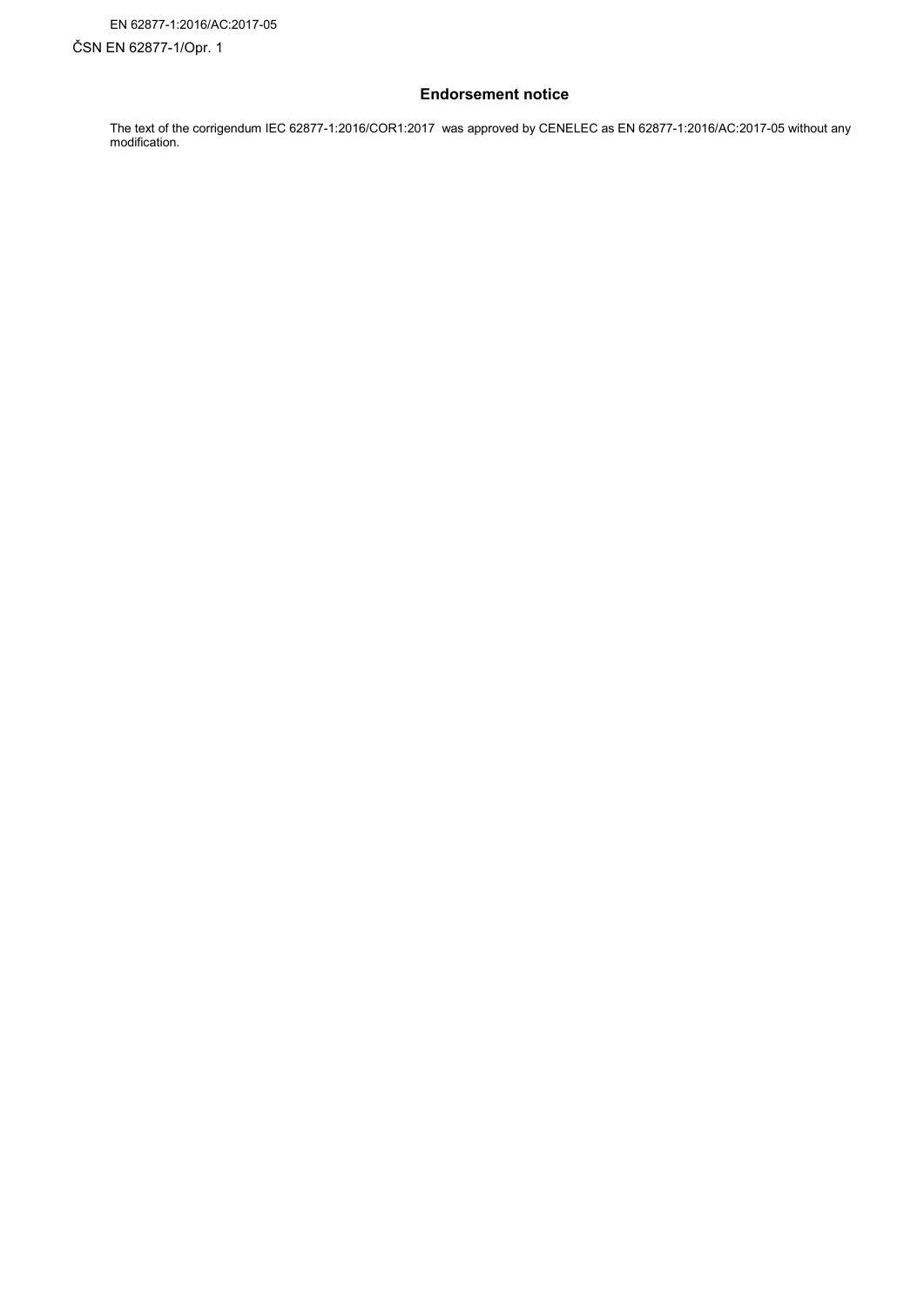EN 62877-1:2016/AC:2017-05

ČSN EN 62877-1/Opr. 1

## Endorsement notice

The text of the corrigendum IEC 62877-1:2016/COR1:2017 was approved by CENELEC as EN 62877-1:2016/AC:2017-05 without any modification.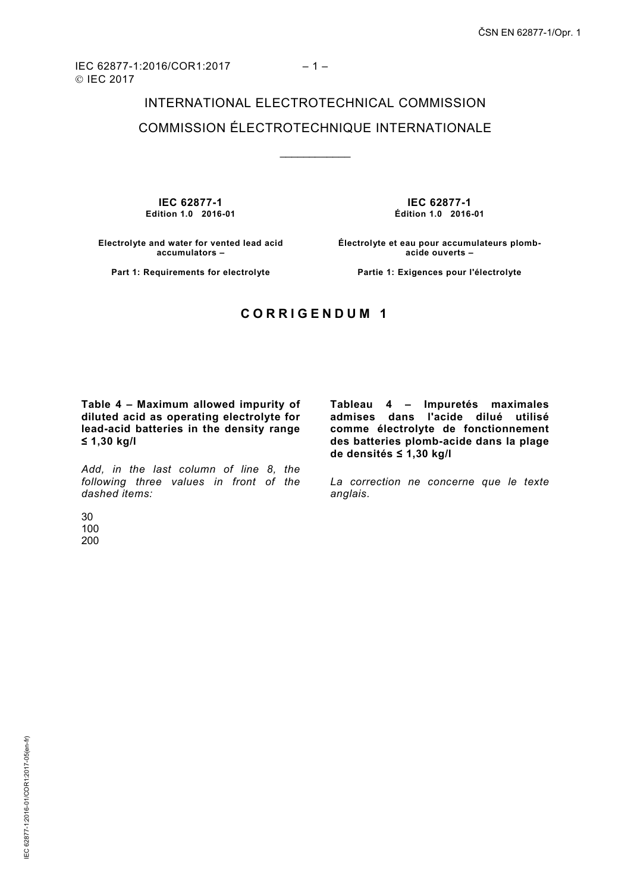INTERNATIONAL ELECTROTECHNICAL COMMISSION

COMMISSION ÉLECTROTECHNIQUE INTERNATIONALE

\_\_\_\_\_\_\_\_\_\_\_\_

**IEC 62877-1**
**Edition 1.0 2016-01**

**Electrolyte and water for vented lead acid accumulators –**

**Part 1: Requirements for electrolyte**

**IEC 62877-1**
**Édition 1.0 2016-01**

**Électrolyte et eau pour accumulateurs plomb-acide ouverts –**

**Partie 1: Exigences pour l'électrolyte**

# CORRIGENDUM 1

**Table 4 – Maximum allowed impurity of diluted acid as operating electrolyte for lead-acid batteries in the density range ≤ 1,30 kg/l**

*Add, in the last column of line 8, the following three values in front of the dashed items:*

30
100
200

**Tableau 4 – Impuretés maximales admises dans l'acide dilué utilisé comme électrolyte de fonctionnement des batteries plomb-acide dans la plage de densités ≤ 1,30 kg/l**

*La correction ne concerne que le texte anglais.*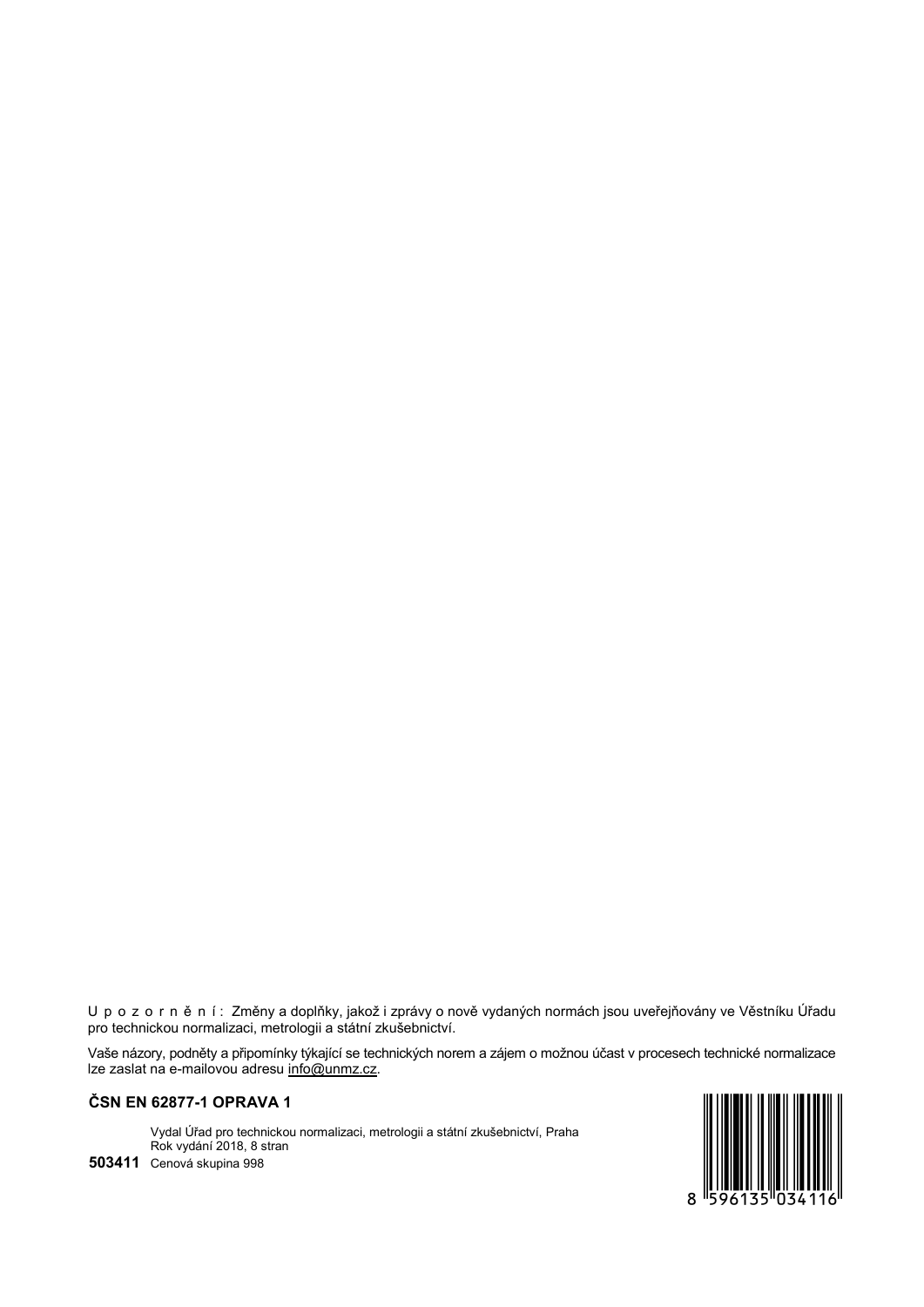U p o z o r n ě n í : Změny a doplňky, jakož i zprávy o nově vydaných normách jsou uveřejňovány ve Věstníku Úřadu pro technickou normalizaci, metrologii a státní zkušebnictví.

Vaše názory, podněty a připomínky týkající se technických norem a zájem o možnou účast v procesech technické normalizace lze zaslat na e-mailovou adresu info@unmz.cz.

**ČSN EN 62877-1 OPRAVA 1**

Vydal Úřad pro technickou normalizaci, metrologii a státní zkušebnictví, Praha
Rok vydání 2018, 8 stran

**503411** Cenová skupina 998

8 596135 034116